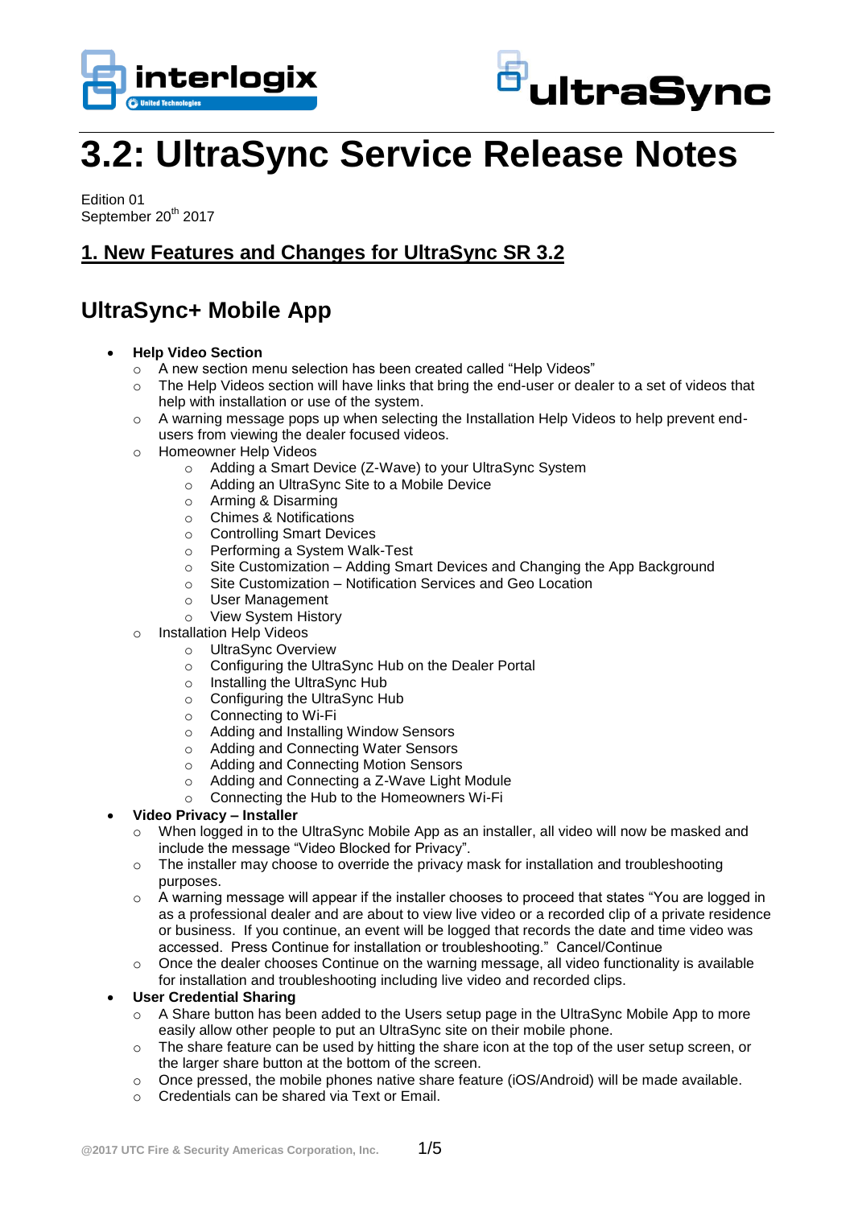# 3.2: UltraSync Service Release Notes

Edition 01
September 20th 2017

## 1. New Features and Changes for UltraSync SR 3.2

## UltraSync+ Mobile App

- **Help Video Section**
  - A new section menu selection has been created called "Help Videos"
  - The Help Videos section will have links that bring the end-user or dealer to a set of videos that help with installation or use of the system.
  - A warning message pops up when selecting the Installation Help Videos to help prevent end-users from viewing the dealer focused videos.
  - Homeowner Help Videos
    - Adding a Smart Device (Z-Wave) to your UltraSync System
    - Adding an UltraSync Site to a Mobile Device
    - Arming & Disarming
    - Chimes & Notifications
    - Controlling Smart Devices
    - Performing a System Walk-Test
    - Site Customization – Adding Smart Devices and Changing the App Background
    - Site Customization – Notification Services and Geo Location
    - User Management
    - View System History
  - Installation Help Videos
    - UltraSync Overview
    - Configuring the UltraSync Hub on the Dealer Portal
    - Installing the UltraSync Hub
    - Configuring the UltraSync Hub
    - Connecting to Wi-Fi
    - Adding and Installing Window Sensors
    - Adding and Connecting Water Sensors
    - Adding and Connecting Motion Sensors
    - Adding and Connecting a Z-Wave Light Module
    - Connecting the Hub to the Homeowners Wi-Fi
- **Video Privacy – Installer**
  - When logged in to the UltraSync Mobile App as an installer, all video will now be masked and include the message "Video Blocked for Privacy".
  - The installer may choose to override the privacy mask for installation and troubleshooting purposes.
  - A warning message will appear if the installer chooses to proceed that states "You are logged in as a professional dealer and are about to view live video or a recorded clip of a private residence or business. If you continue, an event will be logged that records the date and time video was accessed. Press Continue for installation or troubleshooting." Cancel/Continue
  - Once the dealer chooses Continue on the warning message, all video functionality is available for installation and troubleshooting including live video and recorded clips.
- **User Credential Sharing**
  - A Share button has been added to the Users setup page in the UltraSync Mobile App to more easily allow other people to put an UltraSync site on their mobile phone.
  - The share feature can be used by hitting the share icon at the top of the user setup screen, or the larger share button at the bottom of the screen.
  - Once pressed, the mobile phones native share feature (iOS/Android) will be made available.
  - Credentials can be shared via Text or Email.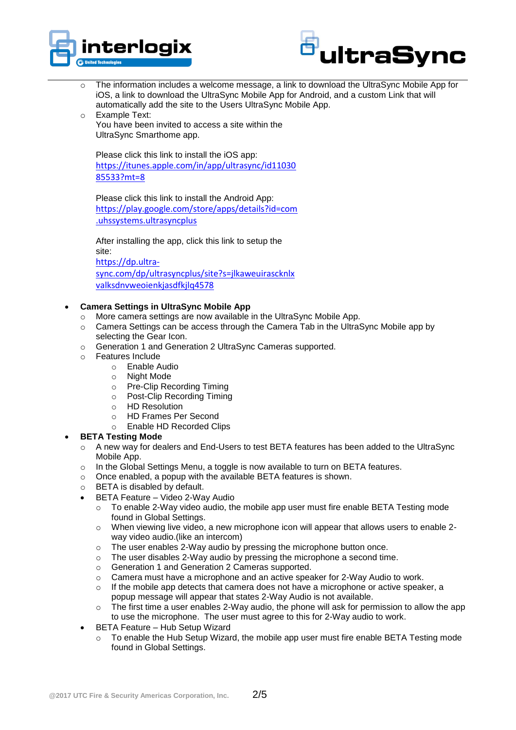- The information includes a welcome message, a link to download the UltraSync Mobile App for iOS, a link to download the UltraSync Mobile App for Android, and a custom Link that will automatically add the site to the Users UltraSync Mobile App.
- Example Text:
  You have been invited to access a site within the UltraSync Smarthome app.

  Please click this link to install the iOS app:
  https://itunes.apple.com/in/app/ultrasync/id1103085533?mt=8

  Please click this link to install the Android App:
  https://play.google.com/store/apps/details?id=com.uhssystems.ultrasyncplus

  After installing the app, click this link to setup the site:
  https://dp.ultra-sync.com/dp/ultrasyncplus/site?s=jlkaweuirascknlxvalksdnvweoienkjasdfkjlq4578

- **Camera Settings in UltraSync Mobile App**
  - More camera settings are now available in the UltraSync Mobile App.
  - Camera Settings can be access through the Camera Tab in the UltraSync Mobile app by selecting the Gear Icon.
  - Generation 1 and Generation 2 UltraSync Cameras supported.
  - Features Include
    - Enable Audio
    - Night Mode
    - Pre-Clip Recording Timing
    - Post-Clip Recording Timing
    - HD Resolution
    - HD Frames Per Second
    - Enable HD Recorded Clips
- **BETA Testing Mode**
  - A new way for dealers and End-Users to test BETA features has been added to the UltraSync Mobile App.
  - In the Global Settings Menu, a toggle is now available to turn on BETA features.
  - Once enabled, a popup with the available BETA features is shown.
  - BETA is disabled by default.
  - BETA Feature – Video 2-Way Audio
    - To enable 2-Way video audio, the mobile app user must fire enable BETA Testing mode found in Global Settings.
    - When viewing live video, a new microphone icon will appear that allows users to enable 2-way video audio.(like an intercom)
    - The user enables 2-Way audio by pressing the microphone button once.
    - The user disables 2-Way audio by pressing the microphone a second time.
    - Generation 1 and Generation 2 Cameras supported.
    - Camera must have a microphone and an active speaker for 2-Way Audio to work.
    - If the mobile app detects that camera does not have a microphone or active speaker, a popup message will appear that states 2-Way Audio is not available.
    - The first time a user enables 2-Way audio, the phone will ask for permission to allow the app to use the microphone. The user must agree to this for 2-Way audio to work.
  - BETA Feature – Hub Setup Wizard
    - To enable the Hub Setup Wizard, the mobile app user must fire enable BETA Testing mode found in Global Settings.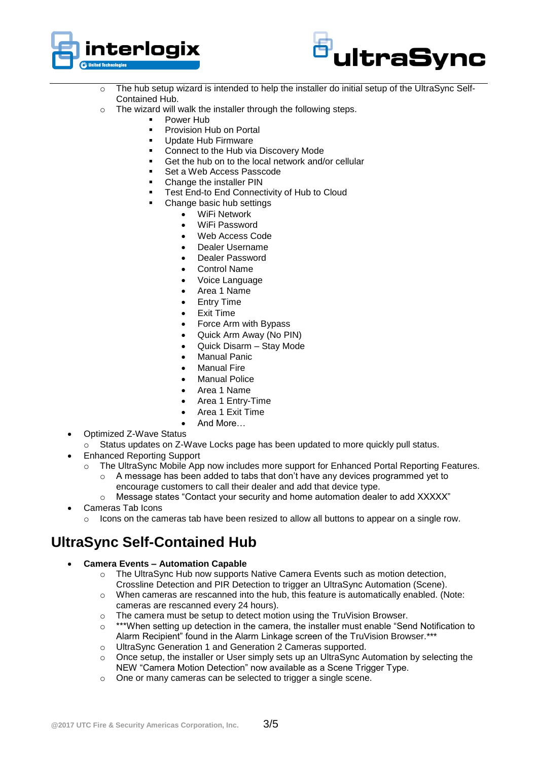- The hub setup wizard is intended to help the installer do initial setup of the UltraSync Self-Contained Hub.
    - The wizard will walk the installer through the following steps.
        - Power Hub
        - Provision Hub on Portal
        - Update Hub Firmware
        - Connect to the Hub via Discovery Mode
        - Get the hub on to the local network and/or cellular
        - Set a Web Access Passcode
        - Change the installer PIN
        - Test End-to End Connectivity of Hub to Cloud
        - Change basic hub settings
            - WiFi Network
            - WiFi Password
            - Web Access Code
            - Dealer Username
            - Dealer Password
            - Control Name
            - Voice Language
            - Area 1 Name
            - Entry Time
            - Exit Time
            - Force Arm with Bypass
            - Quick Arm Away (No PIN)
            - Quick Disarm – Stay Mode
            - Manual Panic
            - Manual Fire
            - Manual Police
            - Area 1 Name
            - Area 1 Entry-Time
            - Area 1 Exit Time
            - And More…
- Optimized Z-Wave Status
    - Status updates on Z-Wave Locks page has been updated to more quickly pull status.
- Enhanced Reporting Support
    - The UltraSync Mobile App now includes more support for Enhanced Portal Reporting Features.
        - A message has been added to tabs that don't have any devices programmed yet to encourage customers to call their dealer and add that device type.
        - Message states "Contact your security and home automation dealer to add XXXXX"
- Cameras Tab Icons
    - Icons on the cameras tab have been resized to allow all buttons to appear on a single row.

# UltraSync Self-Contained Hub

- **Camera Events – Automation Capable**
    - The UltraSync Hub now supports Native Camera Events such as motion detection, Crossline Detection and PIR Detection to trigger an UltraSync Automation (Scene).
    - When cameras are rescanned into the hub, this feature is automatically enabled. (Note: cameras are rescanned every 24 hours).
    - The camera must be setup to detect motion using the TruVision Browser.
    - ***When setting up detection in the camera, the installer must enable "Send Notification to Alarm Recipient" found in the Alarm Linkage screen of the TruVision Browser.***
    - UltraSync Generation 1 and Generation 2 Cameras supported.
    - Once setup, the installer or User simply sets up an UltraSync Automation by selecting the NEW "Camera Motion Detection" now available as a Scene Trigger Type.
    - One or many cameras can be selected to trigger a single scene.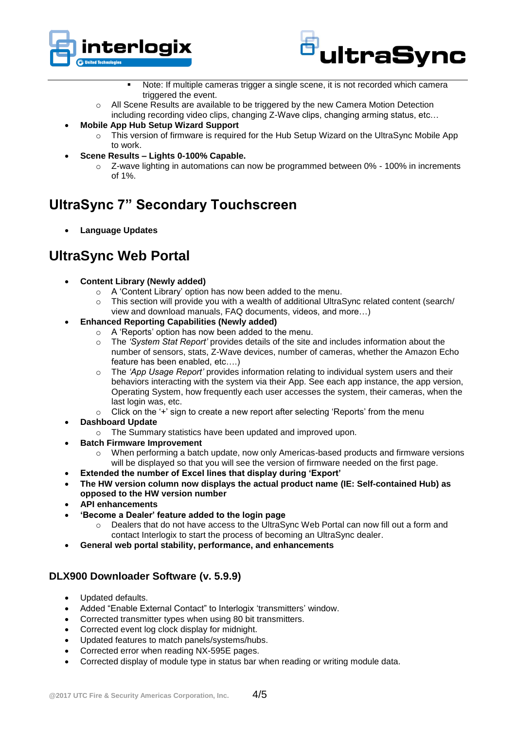- Note: If multiple cameras trigger a single scene, it is not recorded which camera triggered the event.
  - All Scene Results are available to be triggered by the new Camera Motion Detection including recording video clips, changing Z-Wave clips, changing arming status, etc…
- **Mobile App Hub Setup Wizard Support**
  - This version of firmware is required for the Hub Setup Wizard on the UltraSync Mobile App to work.
- **Scene Results – Lights 0-100% Capable.**
  - Z-wave lighting in automations can now be programmed between 0% - 100% in increments of 1%.

## UltraSync 7" Secondary Touchscreen

- **Language Updates**

## UltraSync Web Portal

- **Content Library (Newly added)**
  - A 'Content Library' option has now been added to the menu.
  - This section will provide you with a wealth of additional UltraSync related content (search/ view and download manuals, FAQ documents, videos, and more…)
- **Enhanced Reporting Capabilities (Newly added)**
  - A 'Reports' option has now been added to the menu.
  - The *'System Stat Report'* provides details of the site and includes information about the number of sensors, stats, Z-Wave devices, number of cameras, whether the Amazon Echo feature has been enabled, etc.…)
  - The *'App Usage Report'* provides information relating to individual system users and their behaviors interacting with the system via their App. See each app instance, the app version, Operating System, how frequently each user accesses the system, their cameras, when the last login was, etc.
  - Click on the '+' sign to create a new report after selecting 'Reports' from the menu
- **Dashboard Update**
  - The Summary statistics have been updated and improved upon.
- **Batch Firmware Improvement**
  - When performing a batch update, now only Americas-based products and firmware versions will be displayed so that you will see the version of firmware needed on the first page.
- **Extended the number of Excel lines that display during 'Export'**
- **The HW version column now displays the actual product name (IE: Self-contained Hub) as opposed to the HW version number**
- **API enhancements**
- **'Become a Dealer' feature added to the login page**
  - Dealers that do not have access to the UltraSync Web Portal can now fill out a form and contact Interlogix to start the process of becoming an UltraSync dealer.
- **General web portal stability, performance, and enhancements**

### DLX900 Downloader Software (v. 5.9.9)

- Updated defaults.
- Added "Enable External Contact" to Interlogix 'transmitters' window.
- Corrected transmitter types when using 80 bit transmitters.
- Corrected event log clock display for midnight.
- Updated features to match panels/systems/hubs.
- Corrected error when reading NX-595E pages.
- Corrected display of module type in status bar when reading or writing module data.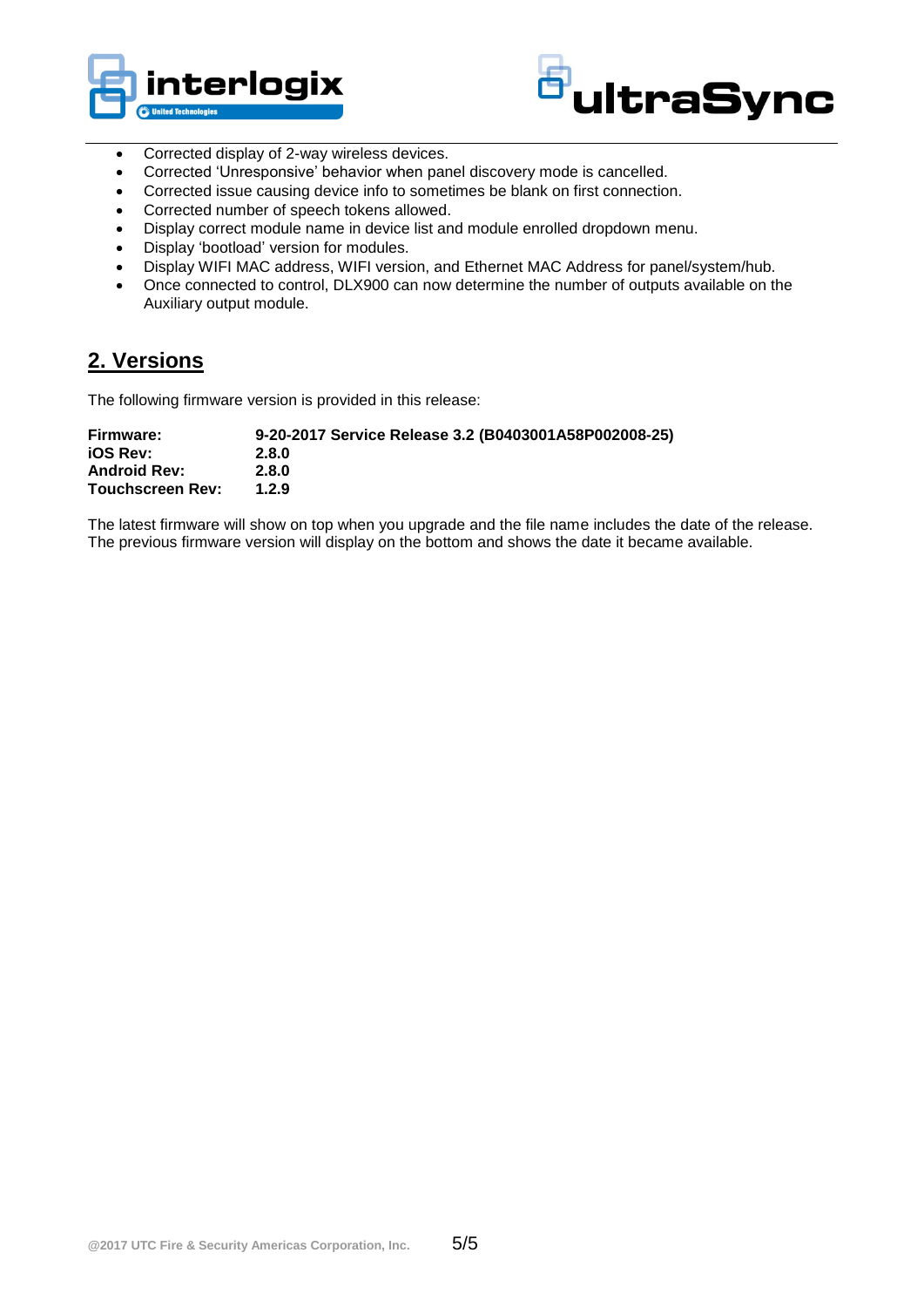- Corrected display of 2-way wireless devices.
- Corrected 'Unresponsive' behavior when panel discovery mode is cancelled.
- Corrected issue causing device info to sometimes be blank on first connection.
- Corrected number of speech tokens allowed.
- Display correct module name in device list and module enrolled dropdown menu.
- Display 'bootload' version for modules.
- Display WIFI MAC address, WIFI version, and Ethernet MAC Address for panel/system/hub.
- Once connected to control, DLX900 can now determine the number of outputs available on the Auxiliary output module.

## 2. Versions

The following firmware version is provided in this release:

| | |
|---|---|
| **Firmware:** | **9-20-2017 Service Release 3.2 (B0403001A58P002008-25)** |
| **iOS Rev:** | **2.8.0** |
| **Android Rev:** | **2.8.0** |
| **Touchscreen Rev:** | **1.2.9** |

The latest firmware will show on top when you upgrade and the file name includes the date of the release. The previous firmware version will display on the bottom and shows the date it became available.